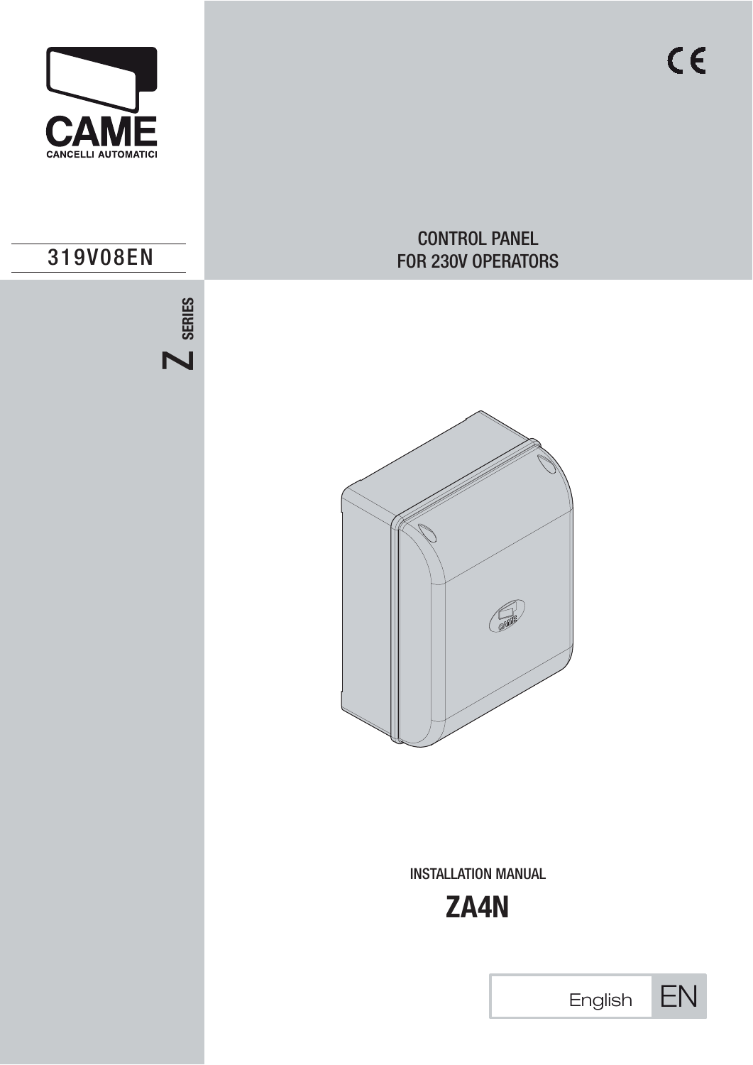CAME

CANCELLI AUTOMATICI

319V08EN

Z SERIES

CONTROL PANEL
FOR 230V OPERATORS

INSTALLATION MANUAL

# ZA4N

English EN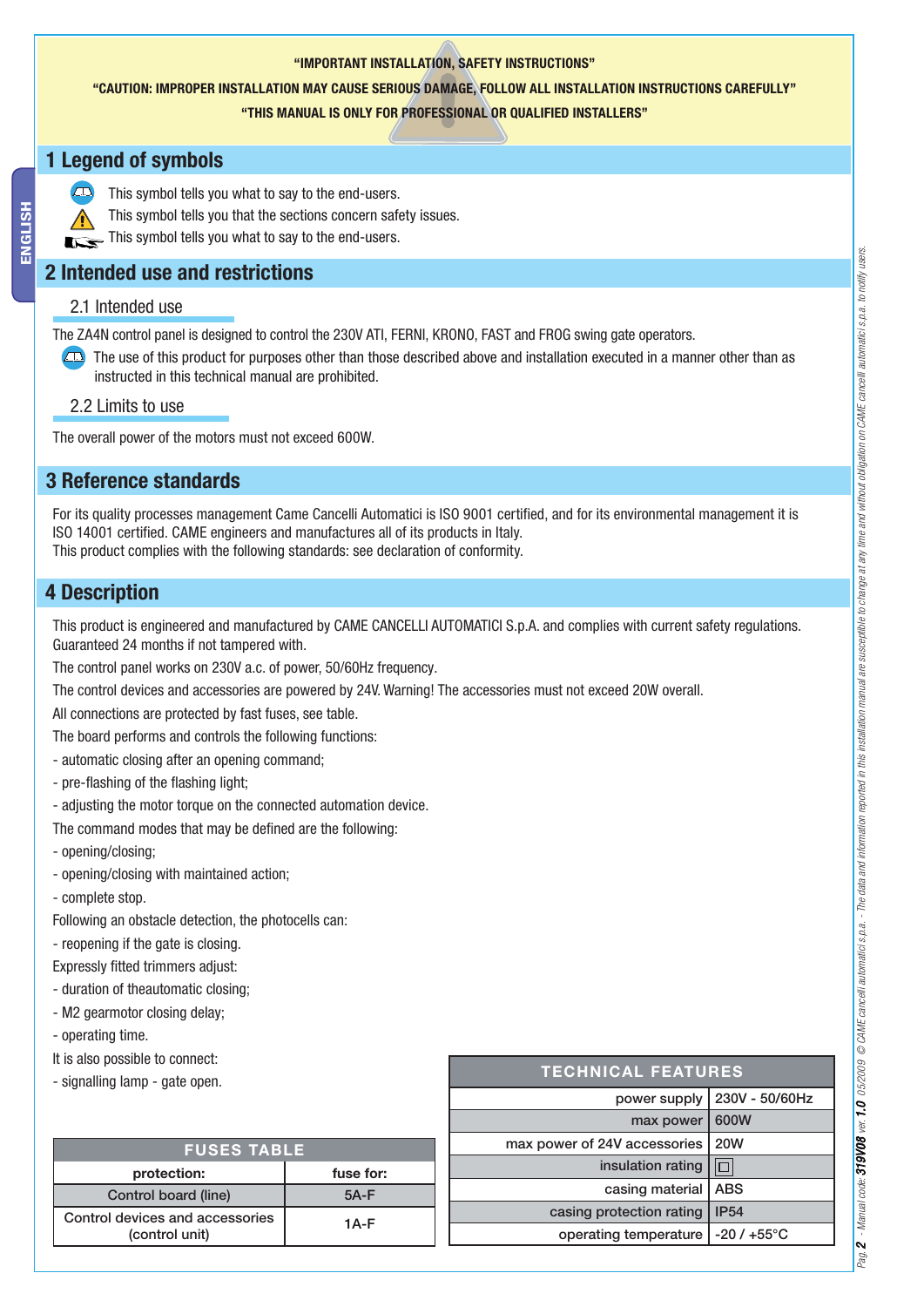"IMPORTANT INSTALLATION, SAFETY INSTRUCTIONS"

"CAUTION: IMPROPER INSTALLATION MAY CAUSE SERIOUS DAMAGE, FOLLOW ALL INSTALLATION INSTRUCTIONS CAREFULLY"

"THIS MANUAL IS ONLY FOR PROFESSIONAL OR QUALIFIED INSTALLERS"

# 1 Legend of symbols

This symbol tells you what to say to the end-users.

This symbol tells you that the sections concern safety issues.

This symbol tells you what to say to the end-users.

# 2 Intended use and restrictions

## 2.1 Intended use

The ZA4N control panel is designed to control the 230V ATI, FERNI, KRONO, FAST and FROG swing gate operators.

The use of this product for purposes other than those described above and installation executed in a manner other than as instructed in this technical manual are prohibited.

## 2.2 Limits to use

The overall power of the motors must not exceed 600W.

# 3 Reference standards

For its quality processes management Came Cancelli Automatici is ISO 9001 certified, and for its environmental management it is ISO 14001 certified. CAME engineers and manufactures all of its products in Italy.
This product complies with the following standards: see declaration of conformity.

# 4 Description

This product is engineered and manufactured by CAME CANCELLI AUTOMATICI S.p.A. and complies with current safety regulations. Guaranteed 24 months if not tampered with.

The control panel works on 230V a.c. of power, 50/60Hz frequency.

The control devices and accessories are powered by 24V. Warning! The accessories must not exceed 20W overall.

All connections are protected by fast fuses, see table.

The board performs and controls the following functions:

- automatic closing after an opening command;
- pre-flashing of the flashing light;
- adjusting the motor torque on the connected automation device.

The command modes that may be defined are the following:

- opening/closing;
- opening/closing with maintained action;
- complete stop.

Following an obstacle detection, the photocells can:

- reopening if the gate is closing.

Expressly fitted trimmers adjust:

- duration of theautomatic closing;
- M2 gearmotor closing delay;
- operating time.

It is also possible to connect:

- signalling lamp - gate open.

| FUSES TABLE | |
|---|---|
| protection: | fuse for: |
| Control board (line) | 5A-F |
| Control devices and accessories (control unit) | 1A-F |

| TECHNICAL FEATURES | |
|---|---|
| power supply | 230V - 50/60Hz |
| max power | 600W |
| max power of 24V accessories | 20W |
| insulation rating | ⧈ |
| casing material | ABS |
| casing protection rating | IP54 |
| operating temperature | -20 / +55°C |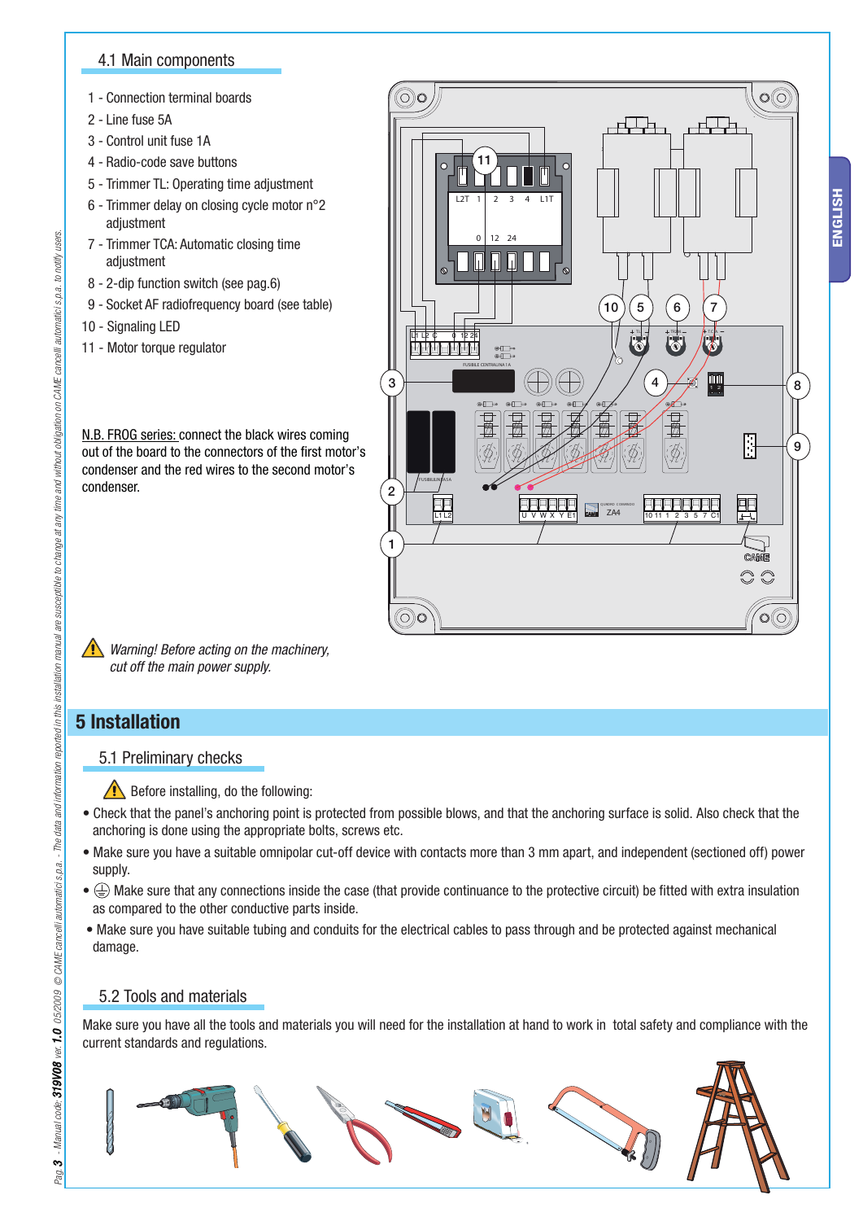### 4.1 Main components

1 - Connection terminal boards
2 - Line fuse 5A
3 - Control unit fuse 1A
4 - Radio-code save buttons
5 - Trimmer TL: Operating time adjustment
6 - Trimmer delay on closing cycle motor n°2 adjustment
7 - Trimmer TCA: Automatic closing time adjustment
8 - 2-dip function switch (see pag.6)
9 - Socket AF radiofrequency board (see table)
10 - Signaling LED
11 - Motor torque regulator

N.B. FROG series: connect the black wires coming out of the board to the connectors of the first motor's condenser and the red wires to the second motor's condenser.

*Warning! Before acting on the machinery, cut off the main power supply.*

# 5 Installation

### 5.1 Preliminary checks

Before installing, do the following:

- Check that the panel's anchoring point is protected from possible blows, and that the anchoring surface is solid. Also check that the anchoring is done using the appropriate bolts, screws etc.
- Make sure you have a suitable omnipolar cut-off device with contacts more than 3 mm apart, and independent (sectioned off) power supply.
- Make sure that any connections inside the case (that provide continuance to the protective circuit) be fitted with extra insulation as compared to the other conductive parts inside.
- Make sure you have suitable tubing and conduits for the electrical cables to pass through and be protected against mechanical damage.

### 5.2 Tools and materials

Make sure you have all the tools and materials you will need for the installation at hand to work in total safety and compliance with the current standards and regulations.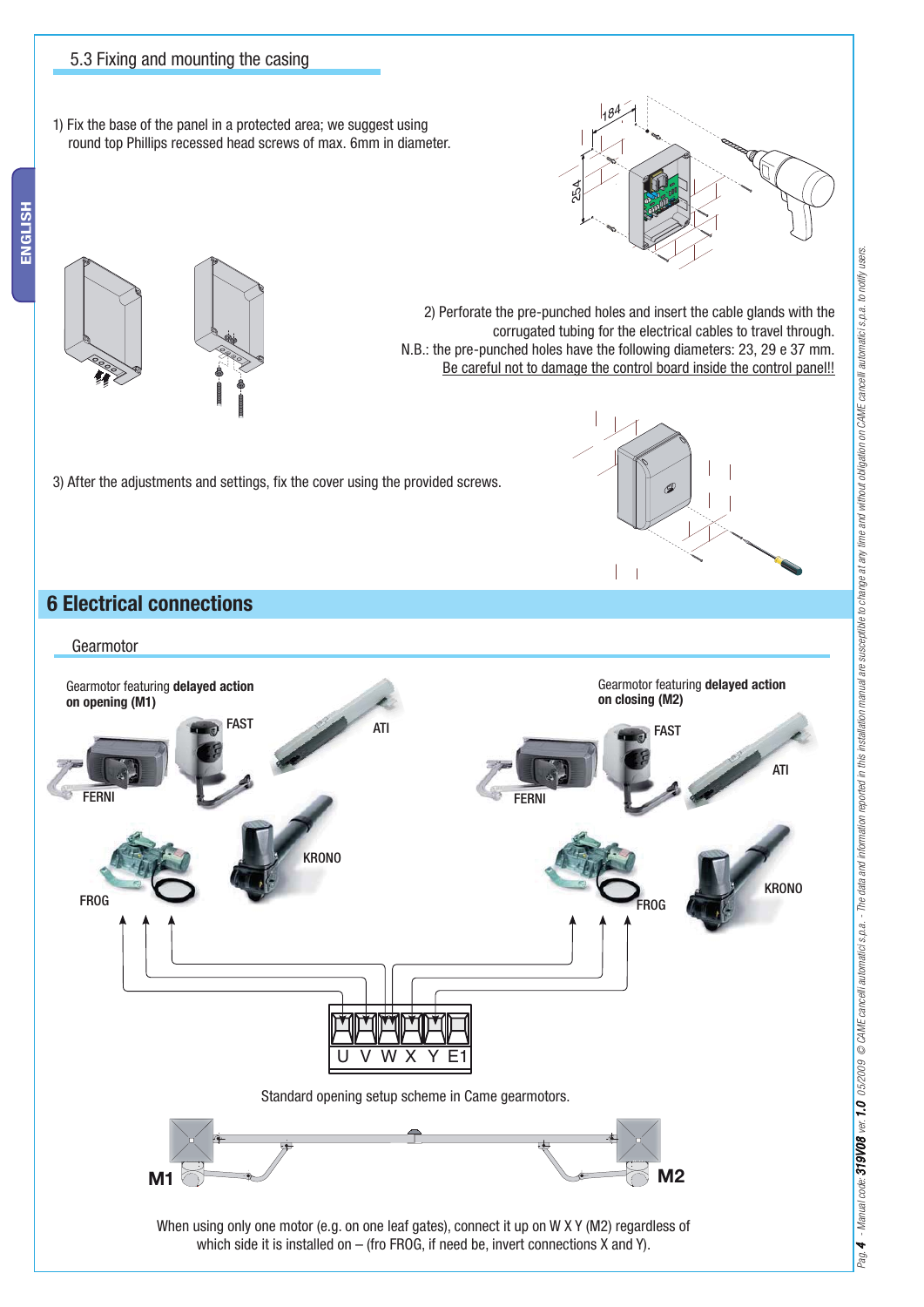## 5.3 Fixing and mounting the casing

1) Fix the base of the panel in a protected area; we suggest using round top Phillips recessed head screws of max. 6mm in diameter.

2) Perforate the pre-punched holes and insert the cable glands with the corrugated tubing for the electrical cables to travel through.
N.B.: the pre-punched holes have the following diameters: 23, 29 e 37 mm.
Be careful not to damage the control board inside the control panel!!

3) After the adjustments and settings, fix the cover using the provided screws.

# 6 Electrical connections

## Gearmotor

Gearmotor featuring **delayed action on opening (M1)**

FAST, ATI, FERNI, FROG, KRONO

Gearmotor featuring **delayed action on closing (M2)**

FAST, ATI, FERNI, FROG, KRONO

U V W X Y E1

Standard opening setup scheme in Came gearmotors.

M1 M2

When using only one motor (e.g. on one leaf gates), connect it up on W X Y (M2) regardless of which side it is installed on – (fro FROG, if need be, invert connections X and Y).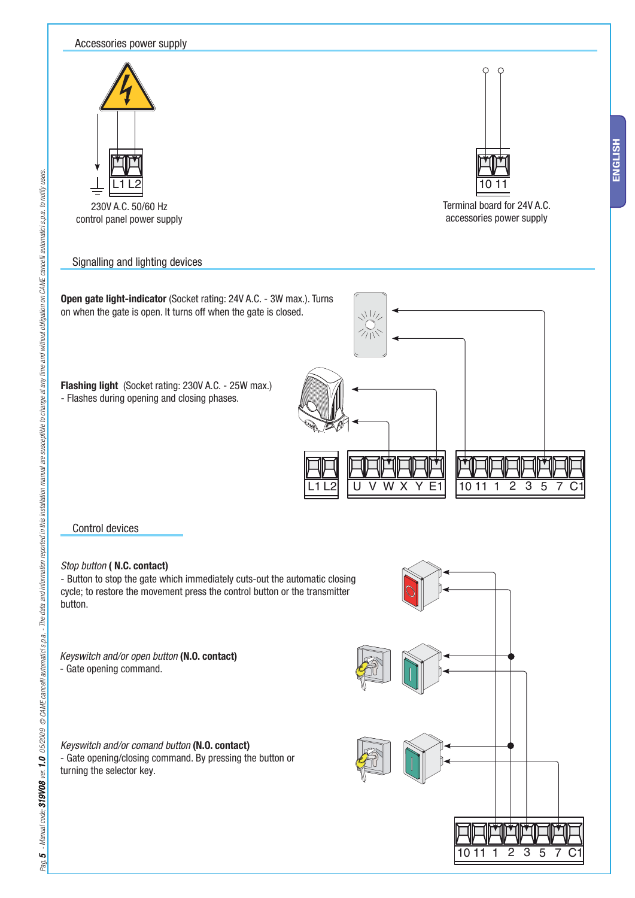## Accessories power supply

L1 L2

230V A.C. 50/60 Hz control panel power supply

10 11

Terminal board for 24V A.C. accessories power supply

## Signalling and lighting devices

**Open gate light-indicator** (Socket rating: 24V A.C. - 3W max.). Turns on when the gate is open. It turns off when the gate is closed.

**Flashing light** (Socket rating: 230V A.C. - 25W max.)
- Flashes during opening and closing phases.

L1 L2 U V W X Y E1 10 11 1 2 3 5 7 C1

## Control devices

*Stop button* **( N.C. contact)**
- Button to stop the gate which immediately cuts-out the automatic closing cycle; to restore the movement press the control button or the transmitter button.

*Keyswitch and/or open button* **(N.O. contact)**
- Gate opening command.

*Keyswitch and/or comand button* **(N.O. contact)**
- Gate opening/closing command. By pressing the button or turning the selector key.

10 11 1 2 3 5 7 C1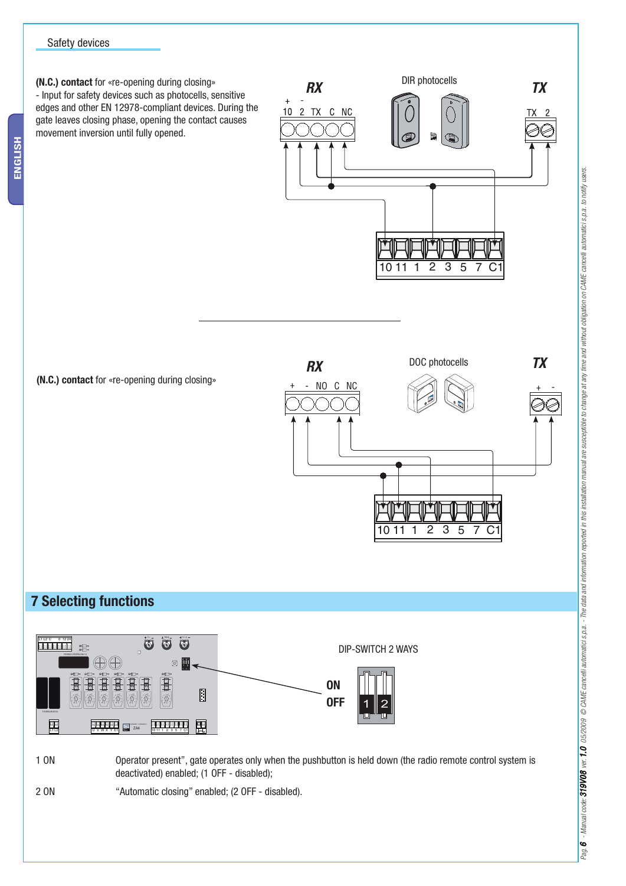Safety devices

**(N.C.) contact** for «re-opening during closing»
- Input for safety devices such as photocells, sensitive edges and other EN 12978-compliant devices. During the gate leaves closing phase, opening the contact causes movement inversion until fully opened.

**(N.C.) contact** for «re-opening during closing»

## 7 Selecting functions

DIP-SWITCH 2 WAYS

1 ON — Operator present", gate operates only when the pushbutton is held down (the radio remote control system is deactivated) enabled; (1 OFF - disabled);

2 ON — "Automatic closing" enabled; (2 OFF - disabled).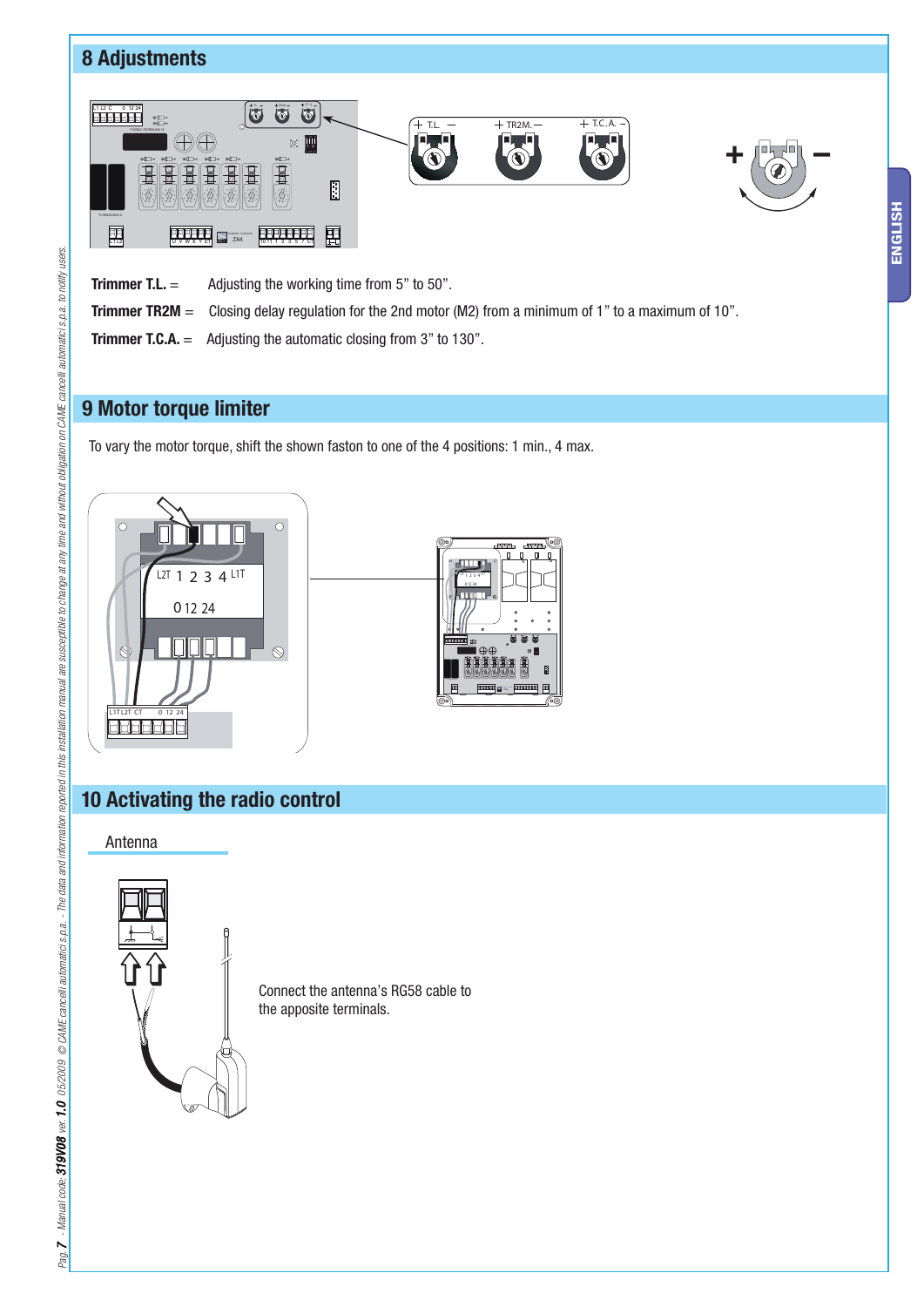## 8 Adjustments

**Trimmer T.L.** = Adjusting the working time from 5” to 50”.

**Trimmer TR2M** = Closing delay regulation for the 2nd motor (M2) from a minimum of 1” to a maximum of 10”.

**Trimmer T.C.A.** = Adjusting the automatic closing from 3” to 130”.

## 9 Motor torque limiter

To vary the motor torque, shift the shown faston to one of the 4 positions: 1 min., 4 max.

## 10 Activating the radio control

Antenna

Connect the antenna’s RG58 cable to the apposite terminals.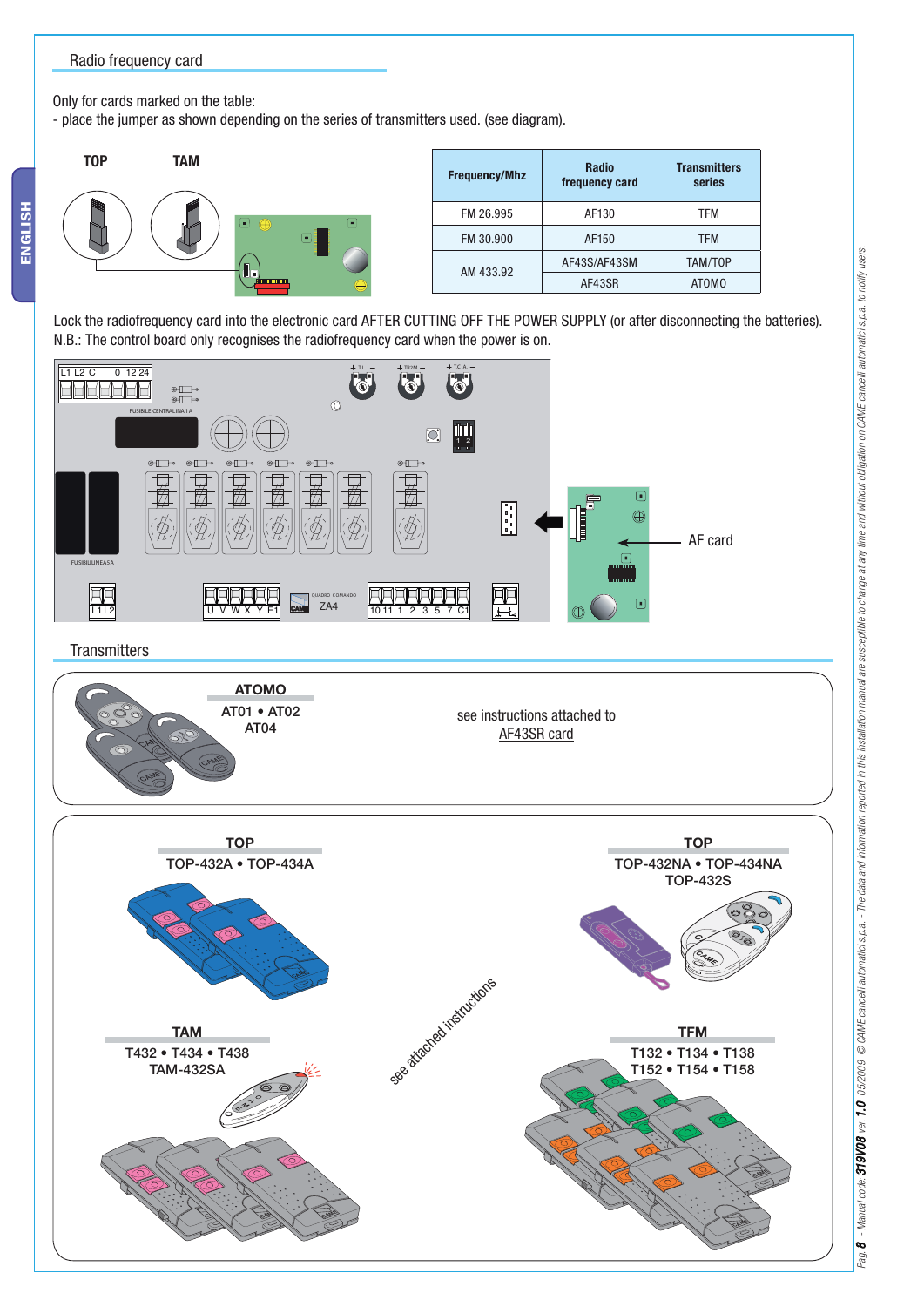## Radio frequency card

Only for cards marked on the table:
- place the jumper as shown depending on the series of transmitters used. (see diagram).

TOP TAM

| Frequency/Mhz | Radio frequency card | Transmitters series |
|---|---|---|
| FM 26.995 | AF130 | TFM |
| FM 30.900 | AF150 | TFM |
| AM 433.92 | AF43S/AF43SM | TAM/TOP |
| | AF43SR | ATOMO |

Lock the radiofrequency card into the electronic card AFTER CUTTING OFF THE POWER SUPPLY (or after disconnecting the batteries).
N.B.: The control board only recognises the radiofrequency card when the power is on.

AF card

## Transmitters

**ATOMO**
AT01 • AT02
AT04

see instructions attached to AF43SR card

**TOP**
TOP-432A • TOP-434A

**TOP**
TOP-432NA • TOP-434NA
TOP-432S

see attached instructions

**TAM**
T432 • T434 • T438
TAM-432SA

**TFM**
T132 • T134 • T138
T152 • T154 • T158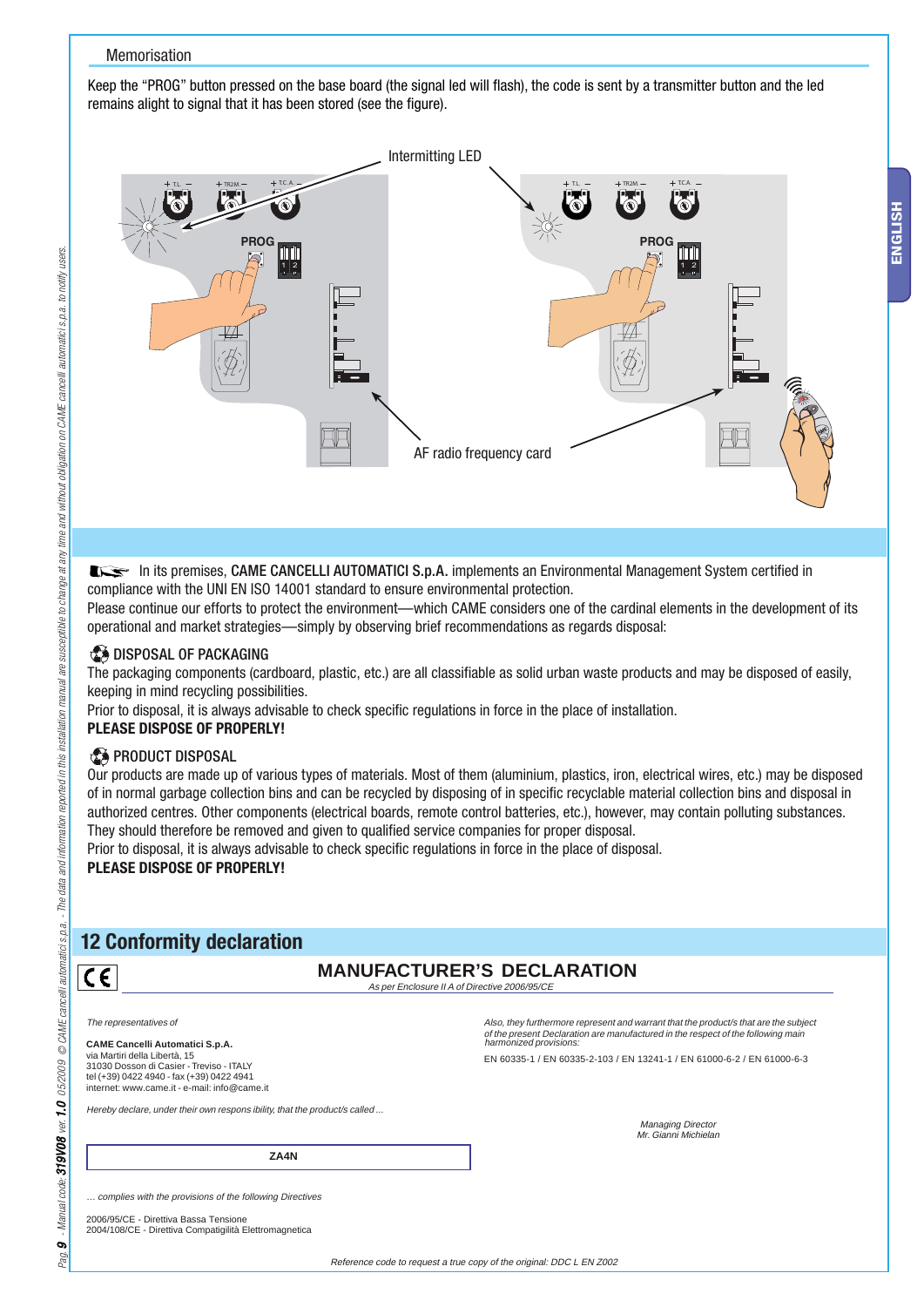### Memorisation

Keep the "PROG" button pressed on the base board (the signal led will flash), the code is sent by a transmitter button and the led remains alight to signal that it has been stored (see the figure).

Intermitting LED

AF radio frequency card

In its premises, **CAME CANCELLI AUTOMATICI S.p.A.** implements an Environmental Management System certified in compliance with the UNI EN ISO 14001 standard to ensure environmental protection.
Please continue our efforts to protect the environment—which CAME considers one of the cardinal elements in the development of its operational and market strategies—simply by observing brief recommendations as regards disposal:

### DISPOSAL OF PACKAGING

The packaging components (cardboard, plastic, etc.) are all classifiable as solid urban waste products and may be disposed of easily, keeping in mind recycling possibilities.
Prior to disposal, it is always advisable to check specific regulations in force in the place of installation.
**PLEASE DISPOSE OF PROPERLY!**

### PRODUCT DISPOSAL

Our products are made up of various types of materials. Most of them (aluminium, plastics, iron, electrical wires, etc.) may be disposed of in normal garbage collection bins and can be recycled by disposing of in specific recyclable material collection bins and disposal in authorized centres. Other components (electrical boards, remote control batteries, etc.), however, may contain polluting substances. They should therefore be removed and given to qualified service companies for proper disposal.
Prior to disposal, it is always advisable to check specific regulations in force in the place of disposal.
**PLEASE DISPOSE OF PROPERLY!**

## 12 Conformity declaration

CE

### MANUFACTURER'S DECLARATION

*As per Enclosure II A of Directive 2006/95/CE*

*The representatives of*

**CAME Cancelli Automatici S.p.A.**
via Martiri della Libertà, 15
31030 Dosson di Casier - Treviso - ITALY
tel (+39) 0422 4940 - fax (+39) 0422 4941
internet: www.came.it - e-mail: info@came.it

*Hereby declare, under their own respons ibility, that the product/s that called ...*

**ZA4N**

*... complies with the provisions of the following Directives*

2006/95/CE - Direttiva Bassa Tensione
2004/108/CE - Direttiva Compatigilità Elettromagnetica

*Also, they furthermore represent and warrant that the product/s that are the subject of the present Declaration are manufactured in the respect of the following main harmonized provisions:*

EN 60335-1 / EN 60335-2-103 / EN 13241-1 / EN 61000-6-2 / EN 61000-6-3

*Managing Director*
*Mr. Gianni Michielan*

*Reference code to request a true copy of the original: DDC L EN Z002*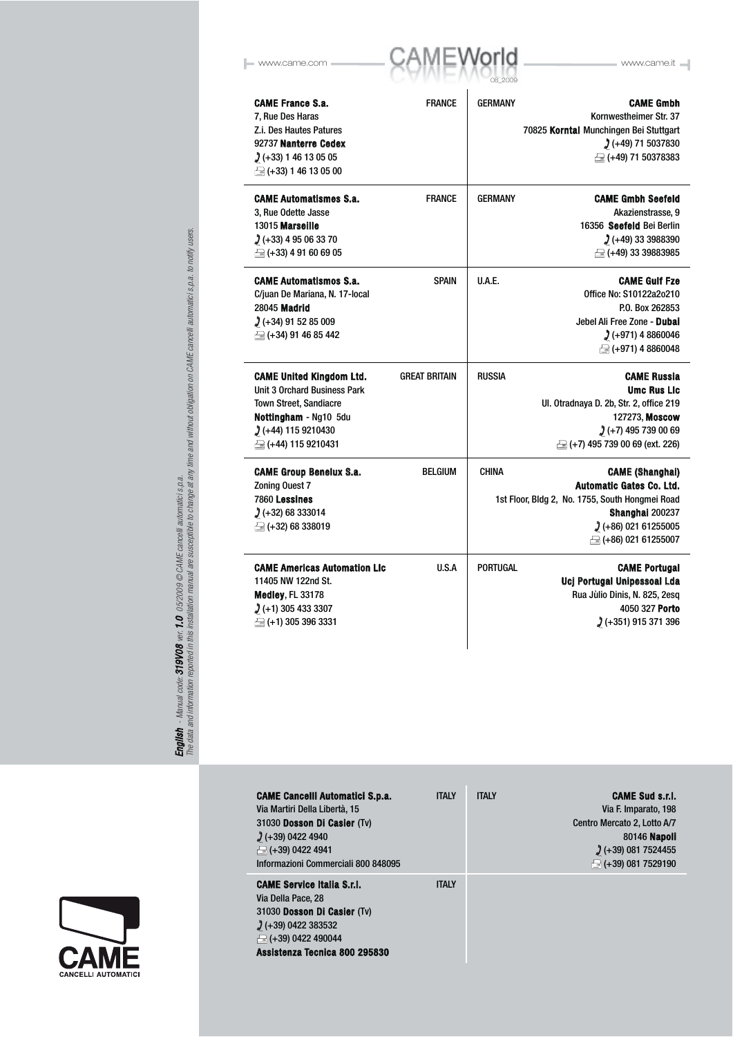www.came.com — CAMEWorld 08_2009 — www.came.it

**CAME France S.a.** — FRANCE
7, Rue Des Haras
Z.i. Des Hautes Patures
92737 **Nanterre Cedex**
(+33) 1 46 13 05 05
(+33) 1 46 13 05 00

**CAME Automatismes S.a.** — FRANCE
3, Rue Odette Jasse
13015 **Marseille**
(+33) 4 95 06 33 70
(+33) 4 91 60 69 05

**CAME Automatismos S.a.** — SPAIN
C/juan De Mariana, N. 17-local
28045 **Madrid**
(+34) 91 52 85 009
(+34) 91 46 85 442

**CAME United Kingdom Ltd.** — GREAT BRITAIN
Unit 3 Orchard Business Park
Town Street, Sandiacre
**Nottingham** - Ng10 5du
(+44) 115 9210430
(+44) 115 9210431

**CAME Group Benelux S.a.** — BELGIUM
Zoning Ouest 7
7860 **Lessines**
(+32) 68 333014
(+32) 68 338019

**CAME Americas Automation Llc** — U.S.A
11405 NW 122nd St.
**Medley**, FL 33178
(+1) 305 433 3307
(+1) 305 396 3331

GERMANY — **CAME Gmbh**
Kornwestheimer Str. 37
70825 **Korntal** Munchingen Bei Stuttgart
(+49) 71 5037830
(+49) 71 50378383

GERMANY — **CAME Gmbh Seefeld**
Akazienstrasse, 9
16356 **Seefeld** Bei Berlin
(+49) 33 3988390
(+49) 33 39883985

U.A.E. — **CAME Gulf Fze**
Office No: S10122a2o210
P.O. Box 262853
Jebel Ali Free Zone - **Dubai**
(+971) 4 8860046
(+971) 4 8860048

RUSSIA — **CAME Russia**
**Umc Rus Llc**
Ul. Otradnaya D. 2b, Str. 2, office 219
127273, **Moscow**
(+7) 495 739 00 69
(+7) 495 739 00 69 (ext. 226)

CHINA — **CAME (Shanghai) Automatic Gates Co. Ltd.**
1st Floor, Bldg 2, No. 1755, South Hongmei Road
**Shanghai** 200237
(+86) 021 61255005
(+86) 021 61255007

PORTUGAL — **CAME Portugal**
**Ucj Portugal Unipessoal Lda**
Rua Jùlio Dinis, N. 825, 2esq
4050 327 **Porto**
(+351) 915 371 396

*English - Manual code: **319V08** ver. **1.0** 05/2009 © CAME cancelli automatici s.p.a.*
*The data and information reported in this installation manual are susceptible to change at any time and without obligation on CAME cancelli automatici s.p.a. to notify users.*

**CAME Cancelli Automatici S.p.a.** — ITALY
Via Martiri Della Libertà, 15
31030 **Dosson Di Casier** (Tv)
(+39) 0422 4940
(+39) 0422 4941
Informazioni Commerciali 800 848095

**CAME Service Italia S.r.l.** — ITALY
Via Della Pace, 28
31030 **Dosson Di Casier** (Tv)
(+39) 0422 383532
(+39) 0422 490044
**Assistenza Tecnica 800 295830**

ITALY — **CAME Sud s.r.l.**
Via F. Imparato, 198
Centro Mercato 2, Lotto A/7
80146 **Napoli**
(+39) 081 7524455
(+39) 081 7529190

CAME CANCELLI AUTOMATICI